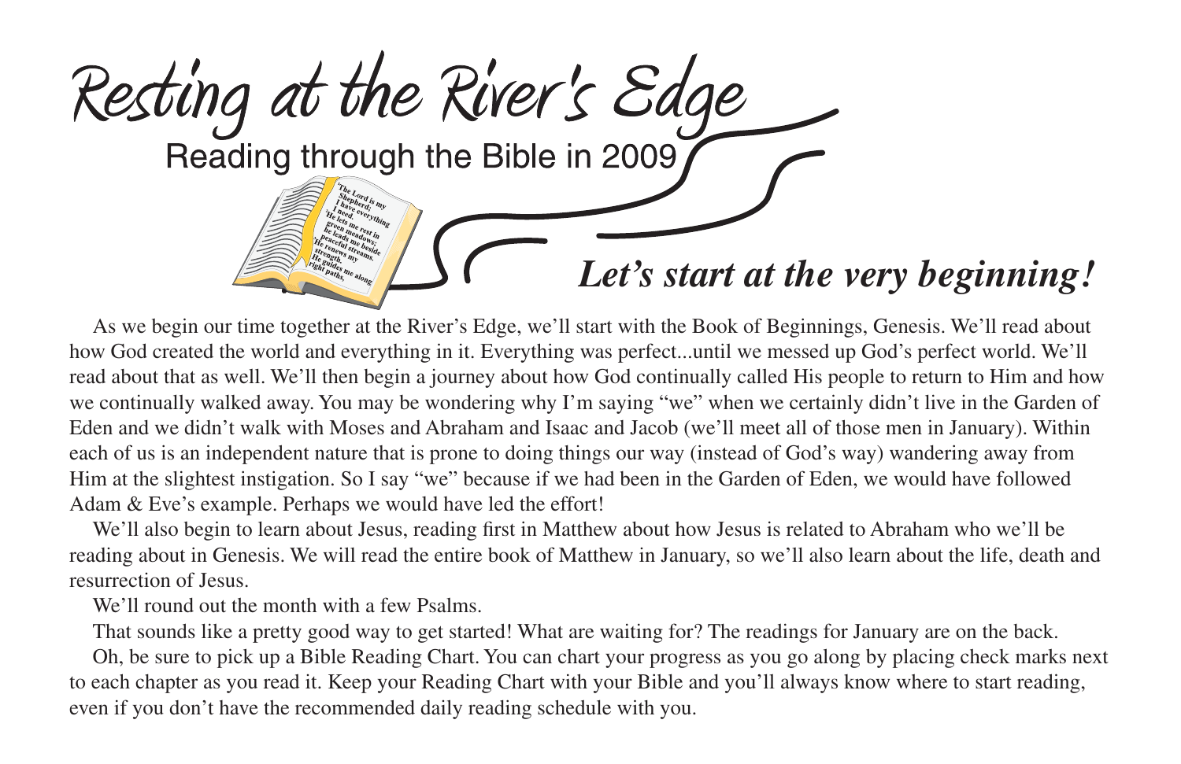# Resting at the River's Edge

## Reading through the Bible in 2009

### *Let's start at the very beginning!*

As we begin our time together at the River's Edge, we'll start with the Book of Beginnings, Genesis. We'll read about how God created the world and everything in it. Everything was perfect...until we messed up God's perfect world. We'll read about that as well. We'll then begin a journey about how God continually called His people to return to Him and how we continually walked away. You may be wondering why I'm saying "we" when we certainly didn't live in the Garden of Eden and we didn't walk with Moses and Abraham and Isaac and Jacob (we'll meet all of those men in January). Within each of us is an independent nature that is prone to doing things our way (instead of God's way) wandering away from Him at the slightest instigation. So I say "we" because if we had been in the Garden of Eden, we would have followed Adam & Eve's example. Perhaps we would have led the effort!

We'll also begin to learn about Jesus, reading first in Matthew about how Jesus is related to Abraham who we'll be reading about in Genesis. We will read the entire book of Matthew in January, so we'll also learn about the life, death and resurrection of Jesus.

We'll round out the month with a few Psalms.

That sounds like a pretty good way to get started! What are waiting for? The readings for January are on the back.

Oh, be sure to pick up a Bible Reading Chart. You can chart your progress as you go along by placing check marks next to each chapter as you read it. Keep your Reading Chart with your Bible and you'll always know where to start reading, even if you don't have the recommended daily reading schedule with you.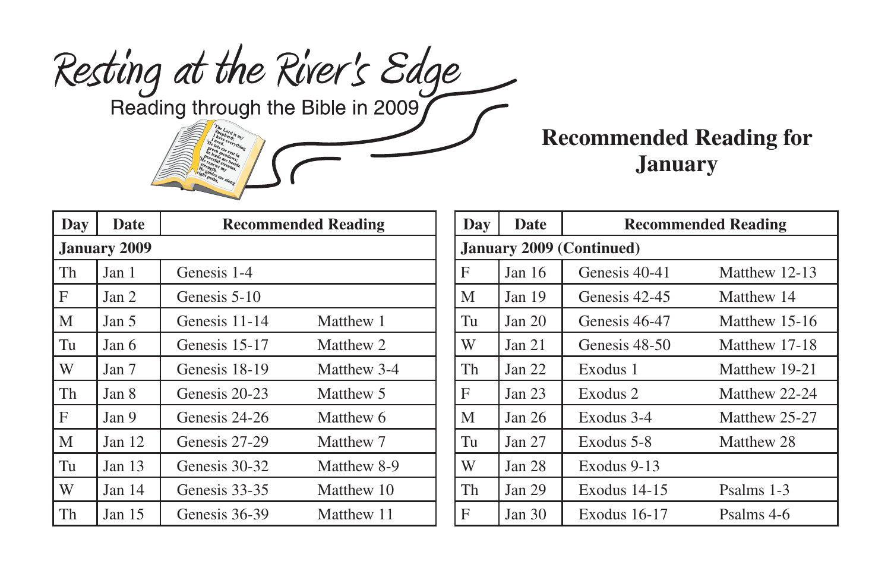# Resting at the River's Edge

Reading through the Bible in 2009

## Recommended Reading for January

| Day | Date | Recommended Reading | |
|---|---|---|---|
| **January 2009** | | | |
| Th | Jan 1 | Genesis 1-4 | |
| F | Jan 2 | Genesis 5-10 | |
| M | Jan 5 | Genesis 11-14 | Matthew 1 |
| Tu | Jan 6 | Genesis 15-17 | Matthew 2 |
| W | Jan 7 | Genesis 18-19 | Matthew 3-4 |
| Th | Jan 8 | Genesis 20-23 | Matthew 5 |
| F | Jan 9 | Genesis 24-26 | Matthew 6 |
| M | Jan 12 | Genesis 27-29 | Matthew 7 |
| Tu | Jan 13 | Genesis 30-32 | Matthew 8-9 |
| W | Jan 14 | Genesis 33-35 | Matthew 10 |
| Th | Jan 15 | Genesis 36-39 | Matthew 11 |

| Day | Date | Recommended Reading | |
|---|---|---|---|
| **January 2009 (Continued)** | | | |
| F | Jan 16 | Genesis 40-41 | Matthew 12-13 |
| M | Jan 19 | Genesis 42-45 | Matthew 14 |
| Tu | Jan 20 | Genesis 46-47 | Matthew 15-16 |
| W | Jan 21 | Genesis 48-50 | Matthew 17-18 |
| Th | Jan 22 | Exodus 1 | Matthew 19-21 |
| F | Jan 23 | Exodus 2 | Matthew 22-24 |
| M | Jan 26 | Exodus 3-4 | Matthew 25-27 |
| Tu | Jan 27 | Exodus 5-8 | Matthew 28 |
| W | Jan 28 | Exodus 9-13 | |
| Th | Jan 29 | Exodus 14-15 | Psalms 1-3 |
| F | Jan 30 | Exodus 16-17 | Psalms 4-6 |